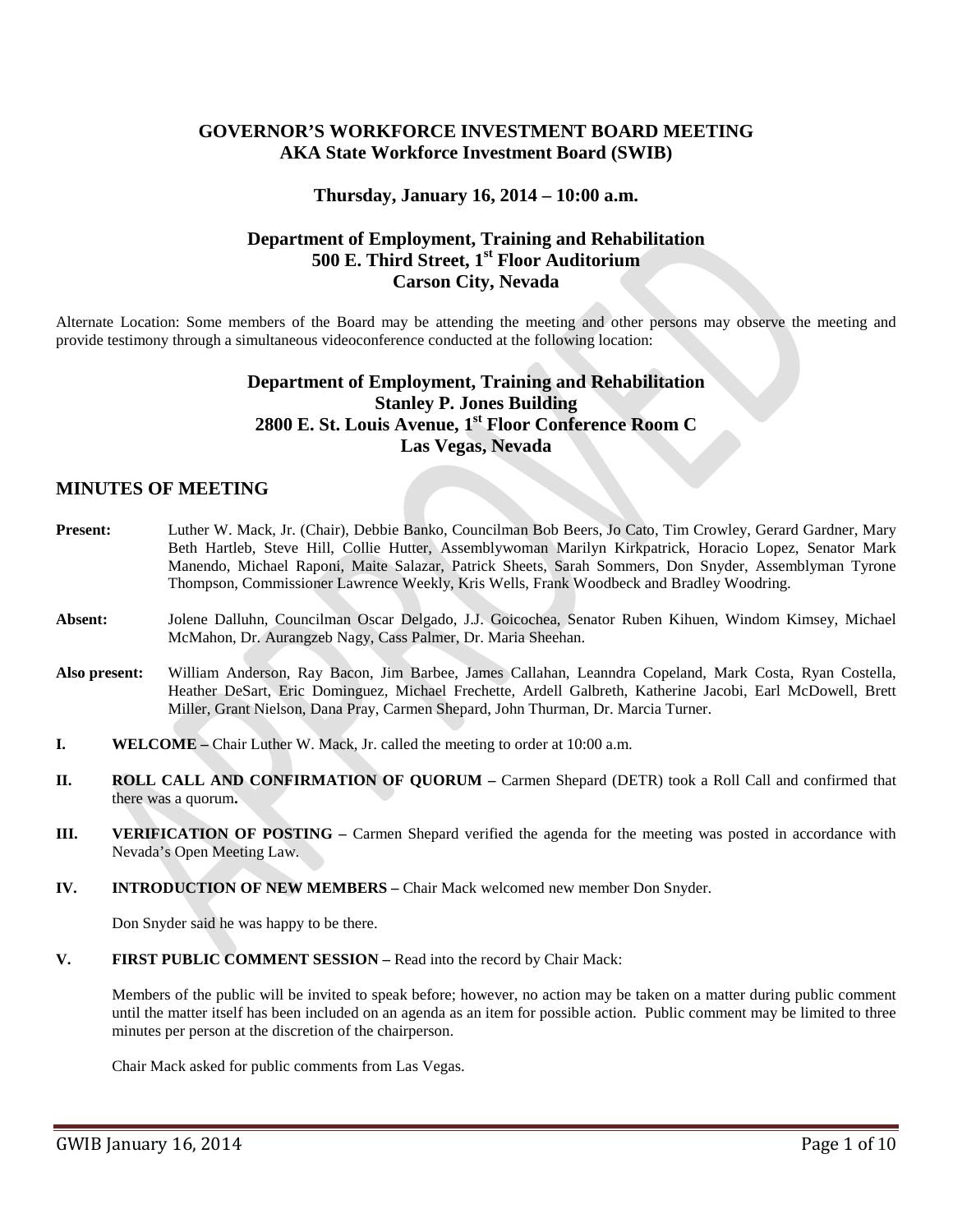## GOVERNOR'S WORKFORCE INVESTMENT BOARD MEETING
## AKA State Workforce Investment Board (SWIB)

### Thursday, January 16, 2014 – 10:00 a.m.

### Department of Employment, Training and Rehabilitation
### 500 E. Third Street, 1st Floor Auditorium
### Carson City, Nevada

Alternate Location: Some members of the Board may be attending the meeting and other persons may observe the meeting and provide testimony through a simultaneous videoconference conducted at the following location:

### Department of Employment, Training and Rehabilitation
### Stanley P. Jones Building
### 2800 E. St. Louis Avenue, 1st Floor Conference Room C
### Las Vegas, Nevada

## MINUTES OF MEETING

**Present:** Luther W. Mack, Jr. (Chair), Debbie Banko, Councilman Bob Beers, Jo Cato, Tim Crowley, Gerard Gardner, Mary Beth Hartleb, Steve Hill, Collie Hutter, Assemblywoman Marilyn Kirkpatrick, Horacio Lopez, Senator Mark Manendo, Michael Raponi, Maite Salazar, Patrick Sheets, Sarah Sommers, Don Snyder, Assemblyman Tyrone Thompson, Commissioner Lawrence Weekly, Kris Wells, Frank Woodbeck and Bradley Woodring.

**Absent:** Jolene Dalluhn, Councilman Oscar Delgado, J.J. Goicochea, Senator Ruben Kihuen, Windom Kimsey, Michael McMahon, Dr. Aurangzeb Nagy, Cass Palmer, Dr. Maria Sheehan.

**Also present:** William Anderson, Ray Bacon, Jim Barbee, James Callahan, Leanndra Copeland, Mark Costa, Ryan Costella, Heather DeSart, Eric Dominguez, Michael Frechette, Ardell Galbreth, Katherine Jacobi, Earl McDowell, Brett Miller, Grant Nielson, Dana Pray, Carmen Shepard, John Thurman, Dr. Marcia Turner.

**I. WELCOME –** Chair Luther W. Mack, Jr. called the meeting to order at 10:00 a.m.

**II. ROLL CALL AND CONFIRMATION OF QUORUM –** Carmen Shepard (DETR) took a Roll Call and confirmed that there was a quorum**.**

**III. VERIFICATION OF POSTING –** Carmen Shepard verified the agenda for the meeting was posted in accordance with Nevada's Open Meeting Law.

**IV. INTRODUCTION OF NEW MEMBERS –** Chair Mack welcomed new member Don Snyder.

Don Snyder said he was happy to be there.

**V. FIRST PUBLIC COMMENT SESSION –** Read into the record by Chair Mack:

Members of the public will be invited to speak before; however, no action may be taken on a matter during public comment until the matter itself has been included on an agenda as an item for possible action. Public comment may be limited to three minutes per person at the discretion of the chairperson.

Chair Mack asked for public comments from Las Vegas.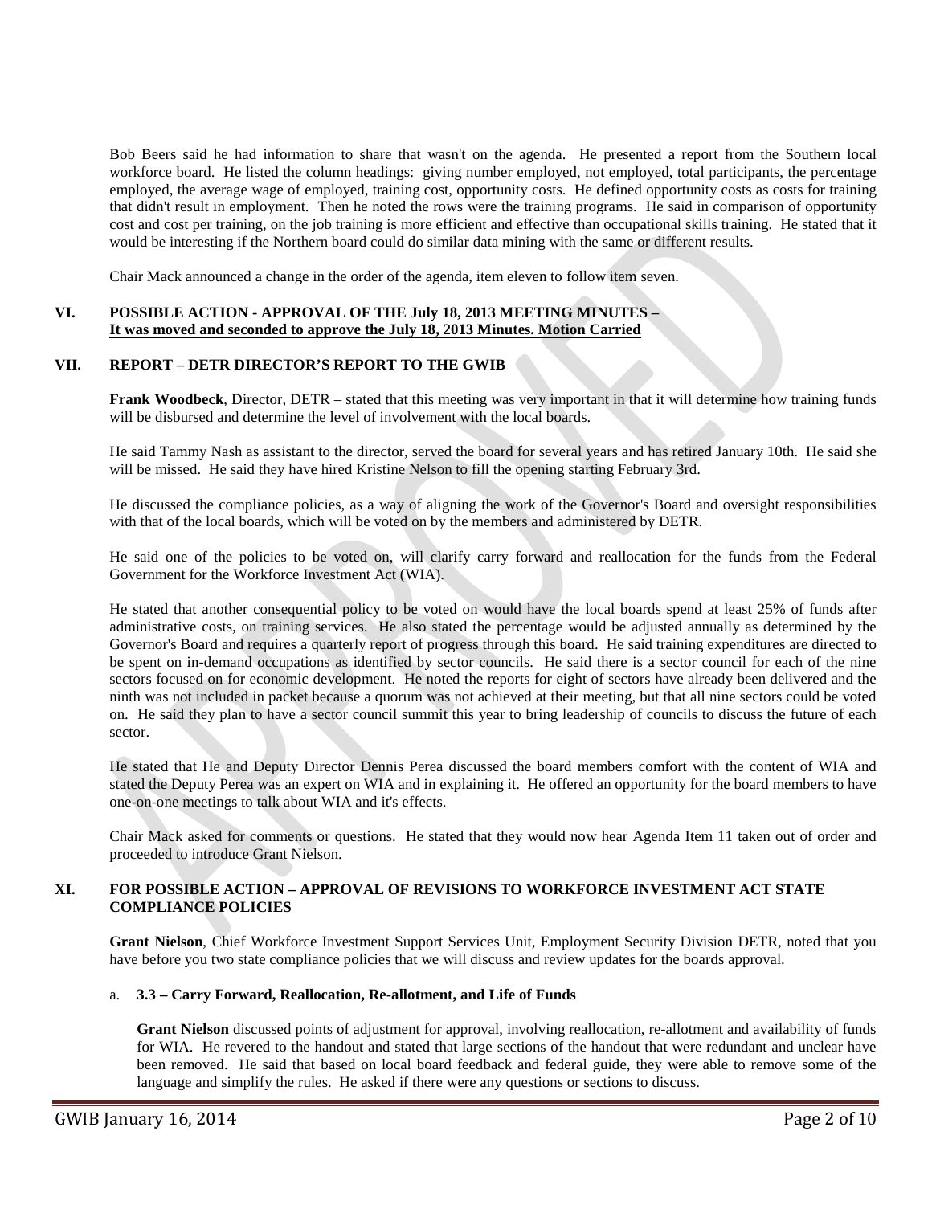Bob Beers said he had information to share that wasn't on the agenda. He presented a report from the Southern local workforce board. He listed the column headings: giving number employed, not employed, total participants, the percentage employed, the average wage of employed, training cost, opportunity costs. He defined opportunity costs as costs for training that didn't result in employment. Then he noted the rows were the training programs. He said in comparison of opportunity cost and cost per training, on the job training is more efficient and effective than occupational skills training. He stated that it would be interesting if the Northern board could do similar data mining with the same or different results.

Chair Mack announced a change in the order of the agenda, item eleven to follow item seven.

## VI. POSSIBLE ACTION - APPROVAL OF THE July 18, 2013 MEETING MINUTES – It was moved and seconded to approve the July 18, 2013 Minutes. Motion Carried

## VII. REPORT – DETR DIRECTOR'S REPORT TO THE GWIB

**Frank Woodbeck**, Director, DETR – stated that this meeting was very important in that it will determine how training funds will be disbursed and determine the level of involvement with the local boards.

He said Tammy Nash as assistant to the director, served the board for several years and has retired January 10th. He said she will be missed. He said they have hired Kristine Nelson to fill the opening starting February 3rd.

He discussed the compliance policies, as a way of aligning the work of the Governor's Board and oversight responsibilities with that of the local boards, which will be voted on by the members and administered by DETR.

He said one of the policies to be voted on, will clarify carry forward and reallocation for the funds from the Federal Government for the Workforce Investment Act (WIA).

He stated that another consequential policy to be voted on would have the local boards spend at least 25% of funds after administrative costs, on training services. He also stated the percentage would be adjusted annually as determined by the Governor's Board and requires a quarterly report of progress through this board. He said training expenditures are directed to be spent on in-demand occupations as identified by sector councils. He said there is a sector council for each of the nine sectors focused on for economic development. He noted the reports for eight of sectors have already been delivered and the ninth was not included in packet because a quorum was not achieved at their meeting, but that all nine sectors could be voted on. He said they plan to have a sector council summit this year to bring leadership of councils to discuss the future of each sector.

He stated that He and Deputy Director Dennis Perea discussed the board members comfort with the content of WIA and stated the Deputy Perea was an expert on WIA and in explaining it. He offered an opportunity for the board members to have one-on-one meetings to talk about WIA and it's effects.

Chair Mack asked for comments or questions. He stated that they would now hear Agenda Item 11 taken out of order and proceeded to introduce Grant Nielson.

## XI. FOR POSSIBLE ACTION – APPROVAL OF REVISIONS TO WORKFORCE INVESTMENT ACT STATE COMPLIANCE POLICIES

**Grant Nielson**, Chief Workforce Investment Support Services Unit, Employment Security Division DETR, noted that you have before you two state compliance policies that we will discuss and review updates for the boards approval.

a. **3.3 – Carry Forward, Reallocation, Re-allotment, and Life of Funds**

**Grant Nielson** discussed points of adjustment for approval, involving reallocation, re-allotment and availability of funds for WIA. He revered to the handout and stated that large sections of the handout that were redundant and unclear have been removed. He said that based on local board feedback and federal guide, they were able to remove some of the language and simplify the rules. He asked if there were any questions or sections to discuss.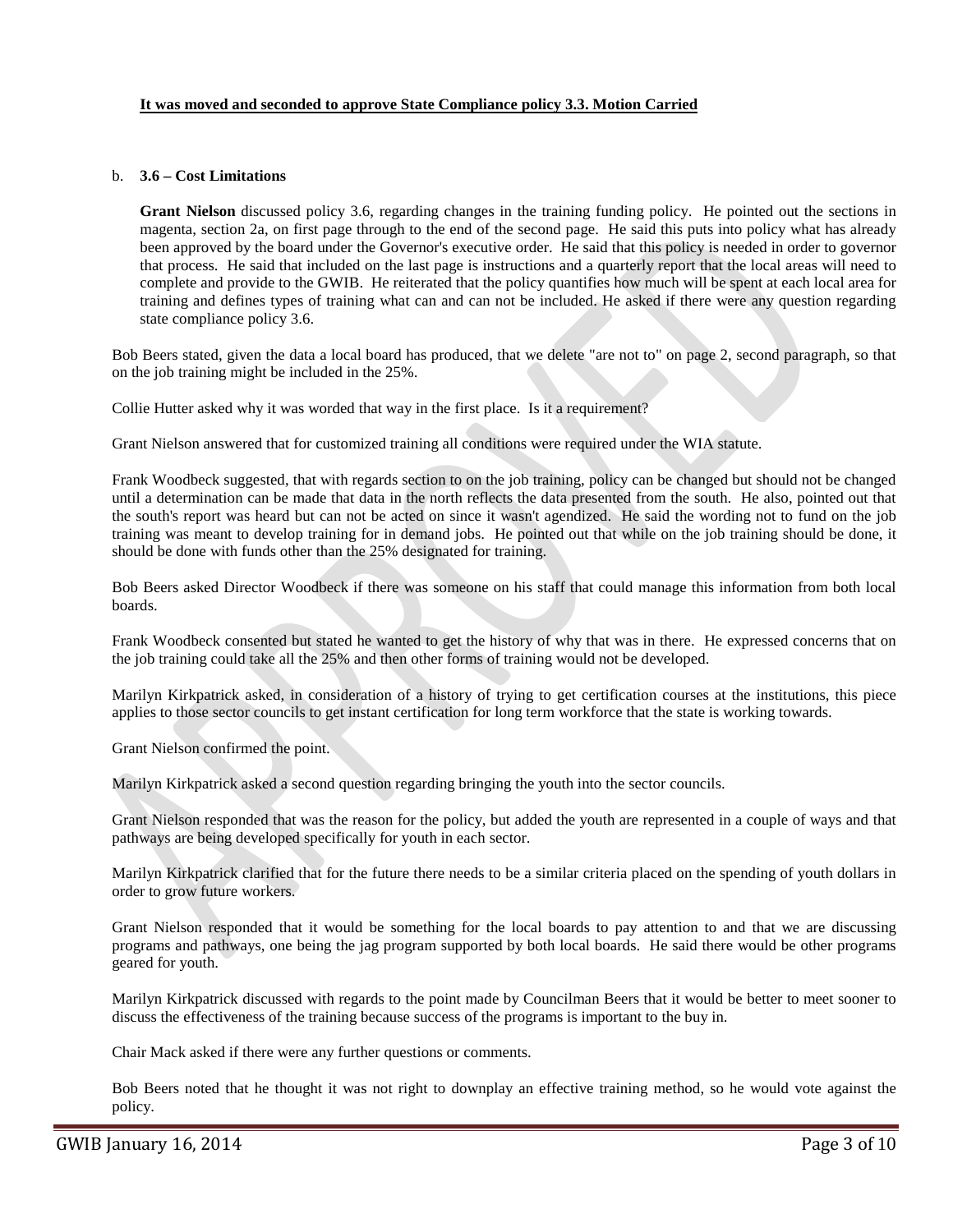**It was moved and seconded to approve State Compliance policy 3.3. Motion Carried**

b. **3.6 – Cost Limitations**

**Grant Nielson** discussed policy 3.6, regarding changes in the training funding policy. He pointed out the sections in magenta, section 2a, on first page through to the end of the second page. He said this puts into policy what has already been approved by the board under the Governor's executive order. He said that this policy is needed in order to governor that process. He said that included on the last page is instructions and a quarterly report that the local areas will need to complete and provide to the GWIB. He reiterated that the policy quantifies how much will be spent at each local area for training and defines types of training what can and can not be included. He asked if there were any question regarding state compliance policy 3.6.

Bob Beers stated, given the data a local board has produced, that we delete "are not to" on page 2, second paragraph, so that on the job training might be included in the 25%.

Collie Hutter asked why it was worded that way in the first place. Is it a requirement?

Grant Nielson answered that for customized training all conditions were required under the WIA statute.

Frank Woodbeck suggested, that with regards section to on the job training, policy can be changed but should not be changed until a determination can be made that data in the north reflects the data presented from the south. He also, pointed out that the south's report was heard but can not be acted on since it wasn't agendized. He said the wording not to fund on the job training was meant to develop training for in demand jobs. He pointed out that while on the job training should be done, it should be done with funds other than the 25% designated for training.

Bob Beers asked Director Woodbeck if there was someone on his staff that could manage this information from both local boards.

Frank Woodbeck consented but stated he wanted to get the history of why that was in there. He expressed concerns that on the job training could take all the 25% and then other forms of training would not be developed.

Marilyn Kirkpatrick asked, in consideration of a history of trying to get certification courses at the institutions, this piece applies to those sector councils to get instant certification for long term workforce that the state is working towards.

Grant Nielson confirmed the point.

Marilyn Kirkpatrick asked a second question regarding bringing the youth into the sector councils.

Grant Nielson responded that was the reason for the policy, but added the youth are represented in a couple of ways and that pathways are being developed specifically for youth in each sector.

Marilyn Kirkpatrick clarified that for the future there needs to be a similar criteria placed on the spending of youth dollars in order to grow future workers.

Grant Nielson responded that it would be something for the local boards to pay attention to and that we are discussing programs and pathways, one being the jag program supported by both local boards. He said there would be other programs geared for youth.

Marilyn Kirkpatrick discussed with regards to the point made by Councilman Beers that it would be better to meet sooner to discuss the effectiveness of the training because success of the programs is important to the buy in.

Chair Mack asked if there were any further questions or comments.

Bob Beers noted that he thought it was not right to downplay an effective training method, so he would vote against the policy.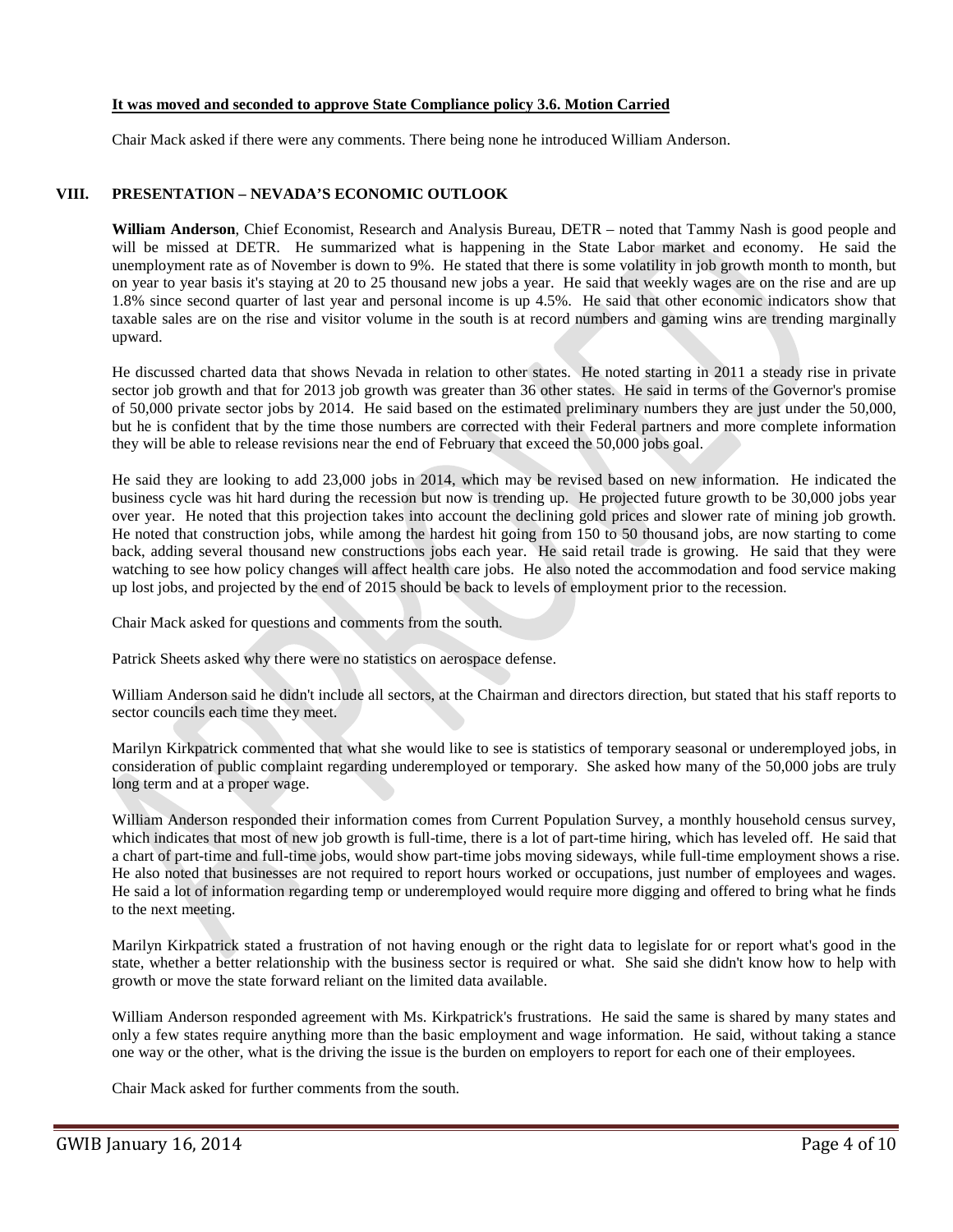**It was moved and seconded to approve State Compliance policy 3.6. Motion Carried**

Chair Mack asked if there were any comments. There being none he introduced William Anderson.

## VIII. PRESENTATION – NEVADA'S ECONOMIC OUTLOOK

**William Anderson**, Chief Economist, Research and Analysis Bureau, DETR – noted that Tammy Nash is good people and will be missed at DETR. He summarized what is happening in the State Labor market and economy. He said the unemployment rate as of November is down to 9%. He stated that there is some volatility in job growth month to month, but on year to year basis it's staying at 20 to 25 thousand new jobs a year. He said that weekly wages are on the rise and are up 1.8% since second quarter of last year and personal income is up 4.5%. He said that other economic indicators show that taxable sales are on the rise and visitor volume in the south is at record numbers and gaming wins are trending marginally upward.

He discussed charted data that shows Nevada in relation to other states. He noted starting in 2011 a steady rise in private sector job growth and that for 2013 job growth was greater than 36 other states. He said in terms of the Governor's promise of 50,000 private sector jobs by 2014. He said based on the estimated preliminary numbers they are just under the 50,000, but he is confident that by the time those numbers are corrected with their Federal partners and more complete information they will be able to release revisions near the end of February that exceed the 50,000 jobs goal.

He said they are looking to add 23,000 jobs in 2014, which may be revised based on new information. He indicated the business cycle was hit hard during the recession but now is trending up. He projected future growth to be 30,000 jobs year over year. He noted that this projection takes into account the declining gold prices and slower rate of mining job growth. He noted that construction jobs, while among the hardest hit going from 150 to 50 thousand jobs, are now starting to come back, adding several thousand new constructions jobs each year. He said retail trade is growing. He said that they were watching to see how policy changes will affect health care jobs. He also noted the accommodation and food service making up lost jobs, and projected by the end of 2015 should be back to levels of employment prior to the recession.

Chair Mack asked for questions and comments from the south.

Patrick Sheets asked why there were no statistics on aerospace defense.

William Anderson said he didn't include all sectors, at the Chairman and directors direction, but stated that his staff reports to sector councils each time they meet.

Marilyn Kirkpatrick commented that what she would like to see is statistics of temporary seasonal or underemployed jobs, in consideration of public complaint regarding underemployed or temporary. She asked how many of the 50,000 jobs are truly long term and at a proper wage.

William Anderson responded their information comes from Current Population Survey, a monthly household census survey, which indicates that most of new job growth is full-time, there is a lot of part-time hiring, which has leveled off. He said that a chart of part-time and full-time jobs, would show part-time jobs moving sideways, while full-time employment shows a rise. He also noted that businesses are not required to report hours worked or occupations, just number of employees and wages. He said a lot of information regarding temp or underemployed would require more digging and offered to bring what he finds to the next meeting.

Marilyn Kirkpatrick stated a frustration of not having enough or the right data to legislate for or report what's good in the state, whether a better relationship with the business sector is required or what. She said she didn't know how to help with growth or move the state forward reliant on the limited data available.

William Anderson responded agreement with Ms. Kirkpatrick's frustrations. He said the same is shared by many states and only a few states require anything more than the basic employment and wage information. He said, without taking a stance one way or the other, what is the driving the issue is the burden on employers to report for each one of their employees.

Chair Mack asked for further comments from the south.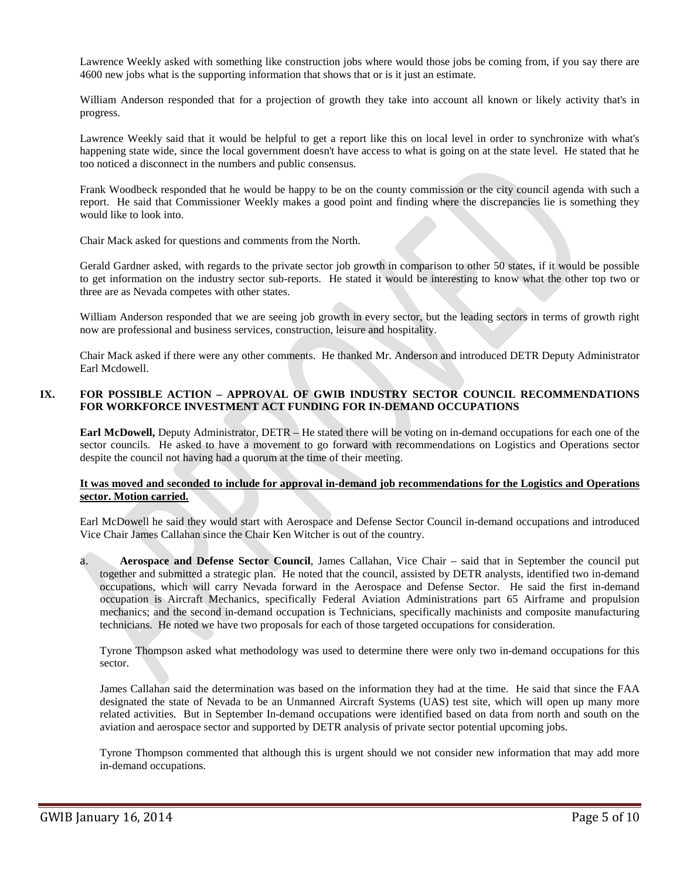Lawrence Weekly asked with something like construction jobs where would those jobs be coming from, if you say there are 4600 new jobs what is the supporting information that shows that or is it just an estimate.

William Anderson responded that for a projection of growth they take into account all known or likely activity that's in progress.

Lawrence Weekly said that it would be helpful to get a report like this on local level in order to synchronize with what's happening state wide, since the local government doesn't have access to what is going on at the state level. He stated that he too noticed a disconnect in the numbers and public consensus.

Frank Woodbeck responded that he would be happy to be on the county commission or the city council agenda with such a report. He said that Commissioner Weekly makes a good point and finding where the discrepancies lie is something they would like to look into.

Chair Mack asked for questions and comments from the North.

Gerald Gardner asked, with regards to the private sector job growth in comparison to other 50 states, if it would be possible to get information on the industry sector sub-reports. He stated it would be interesting to know what the other top two or three are as Nevada competes with other states.

William Anderson responded that we are seeing job growth in every sector, but the leading sectors in terms of growth right now are professional and business services, construction, leisure and hospitality.

Chair Mack asked if there were any other comments. He thanked Mr. Anderson and introduced DETR Deputy Administrator Earl Mcdowell.

## IX. FOR POSSIBLE ACTION – APPROVAL OF GWIB INDUSTRY SECTOR COUNCIL RECOMMENDATIONS FOR WORKFORCE INVESTMENT ACT FUNDING FOR IN-DEMAND OCCUPATIONS

**Earl McDowell,** Deputy Administrator, DETR – He stated there will be voting on in-demand occupations for each one of the sector councils. He asked to have a movement to go forward with recommendations on Logistics and Operations sector despite the council not having had a quorum at the time of their meeting.

**It was moved and seconded to include for approval in-demand job recommendations for the Logistics and Operations sector. Motion carried.**

Earl McDowell he said they would start with Aerospace and Defense Sector Council in-demand occupations and introduced Vice Chair James Callahan since the Chair Ken Witcher is out of the country.

a. **Aerospace and Defense Sector Council**, James Callahan, Vice Chair – said that in September the council put together and submitted a strategic plan. He noted that the council, assisted by DETR analysts, identified two in-demand occupations, which will carry Nevada forward in the Aerospace and Defense Sector. He said the first in-demand occupation is Aircraft Mechanics, specifically Federal Aviation Administrations part 65 Airframe and propulsion mechanics; and the second in-demand occupation is Technicians, specifically machinists and composite manufacturing technicians. He noted we have two proposals for each of those targeted occupations for consideration.

   Tyrone Thompson asked what methodology was used to determine there were only two in-demand occupations for this sector.

   James Callahan said the determination was based on the information they had at the time. He said that since the FAA designated the state of Nevada to be an Unmanned Aircraft Systems (UAS) test site, which will open up many more related activities. But in September In-demand occupations were identified based on data from north and south on the aviation and aerospace sector and supported by DETR analysis of private sector potential upcoming jobs.

   Tyrone Thompson commented that although this is urgent should we not consider new information that may add more in-demand occupations.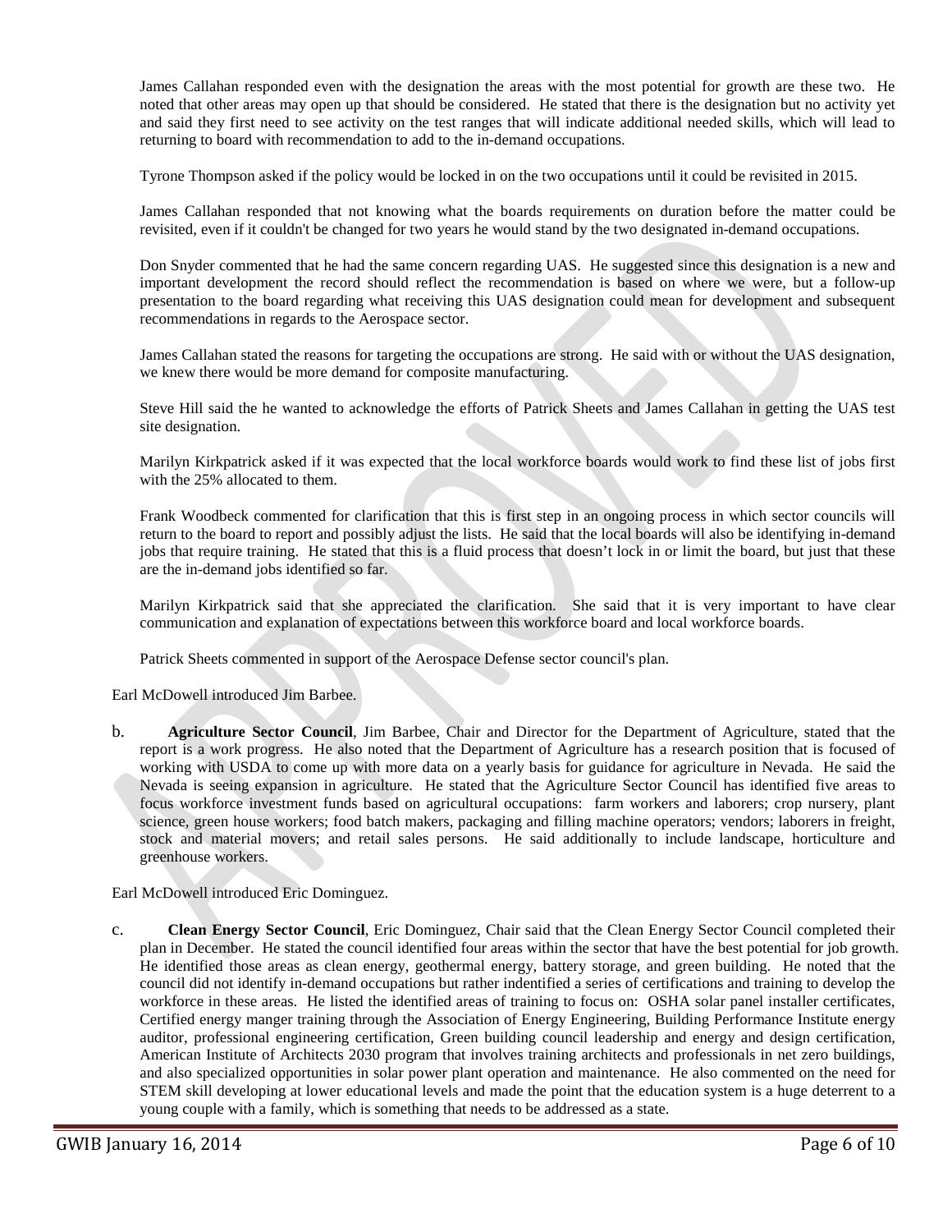James Callahan responded even with the designation the areas with the most potential for growth are these two. He noted that other areas may open up that should be considered. He stated that there is the designation but no activity yet and said they first need to see activity on the test ranges that will indicate additional needed skills, which will lead to returning to board with recommendation to add to the in-demand occupations.

Tyrone Thompson asked if the policy would be locked in on the two occupations until it could be revisited in 2015.

James Callahan responded that not knowing what the boards requirements on duration before the matter could be revisited, even if it couldn't be changed for two years he would stand by the two designated in-demand occupations.

Don Snyder commented that he had the same concern regarding UAS. He suggested since this designation is a new and important development the record should reflect the recommendation is based on where we were, but a follow-up presentation to the board regarding what receiving this UAS designation could mean for development and subsequent recommendations in regards to the Aerospace sector.

James Callahan stated the reasons for targeting the occupations are strong. He said with or without the UAS designation, we knew there would be more demand for composite manufacturing.

Steve Hill said the he wanted to acknowledge the efforts of Patrick Sheets and James Callahan in getting the UAS test site designation.

Marilyn Kirkpatrick asked if it was expected that the local workforce boards would work to find these list of jobs first with the 25% allocated to them.

Frank Woodbeck commented for clarification that this is first step in an ongoing process in which sector councils will return to the board to report and possibly adjust the lists. He said that the local boards will also be identifying in-demand jobs that require training. He stated that this is a fluid process that doesn't lock in or limit the board, but just that these are the in-demand jobs identified so far.

Marilyn Kirkpatrick said that she appreciated the clarification. She said that it is very important to have clear communication and explanation of expectations between this workforce board and local workforce boards.

Patrick Sheets commented in support of the Aerospace Defense sector council's plan.

Earl McDowell introduced Jim Barbee.

b. **Agriculture Sector Council**, Jim Barbee, Chair and Director for the Department of Agriculture, stated that the report is a work progress. He also noted that the Department of Agriculture has a research position that is focused of working with USDA to come up with more data on a yearly basis for guidance for agriculture in Nevada. He said the Nevada is seeing expansion in agriculture. He stated that the Agriculture Sector Council has identified five areas to focus workforce investment funds based on agricultural occupations: farm workers and laborers; crop nursery, plant science, green house workers; food batch makers, packaging and filling machine operators; vendors; laborers in freight, stock and material movers; and retail sales persons. He said additionally to include landscape, horticulture and greenhouse workers.

Earl McDowell introduced Eric Dominguez.

c. **Clean Energy Sector Council**, Eric Dominguez, Chair said that the Clean Energy Sector Council completed their plan in December. He stated the council identified four areas within the sector that have the best potential for job growth. He identified those areas as clean energy, geothermal energy, battery storage, and green building. He noted that the council did not identify in-demand occupations but rather indentified a series of certifications and training to develop the workforce in these areas. He listed the identified areas of training to focus on: OSHA solar panel installer certificates, Certified energy manger training through the Association of Energy Engineering, Building Performance Institute energy auditor, professional engineering certification, Green building council leadership and energy and design certification, American Institute of Architects 2030 program that involves training architects and professionals in net zero buildings, and also specialized opportunities in solar power plant operation and maintenance. He also commented on the need for STEM skill developing at lower educational levels and made the point that the education system is a huge deterrent to a young couple with a family, which is something that needs to be addressed as a state.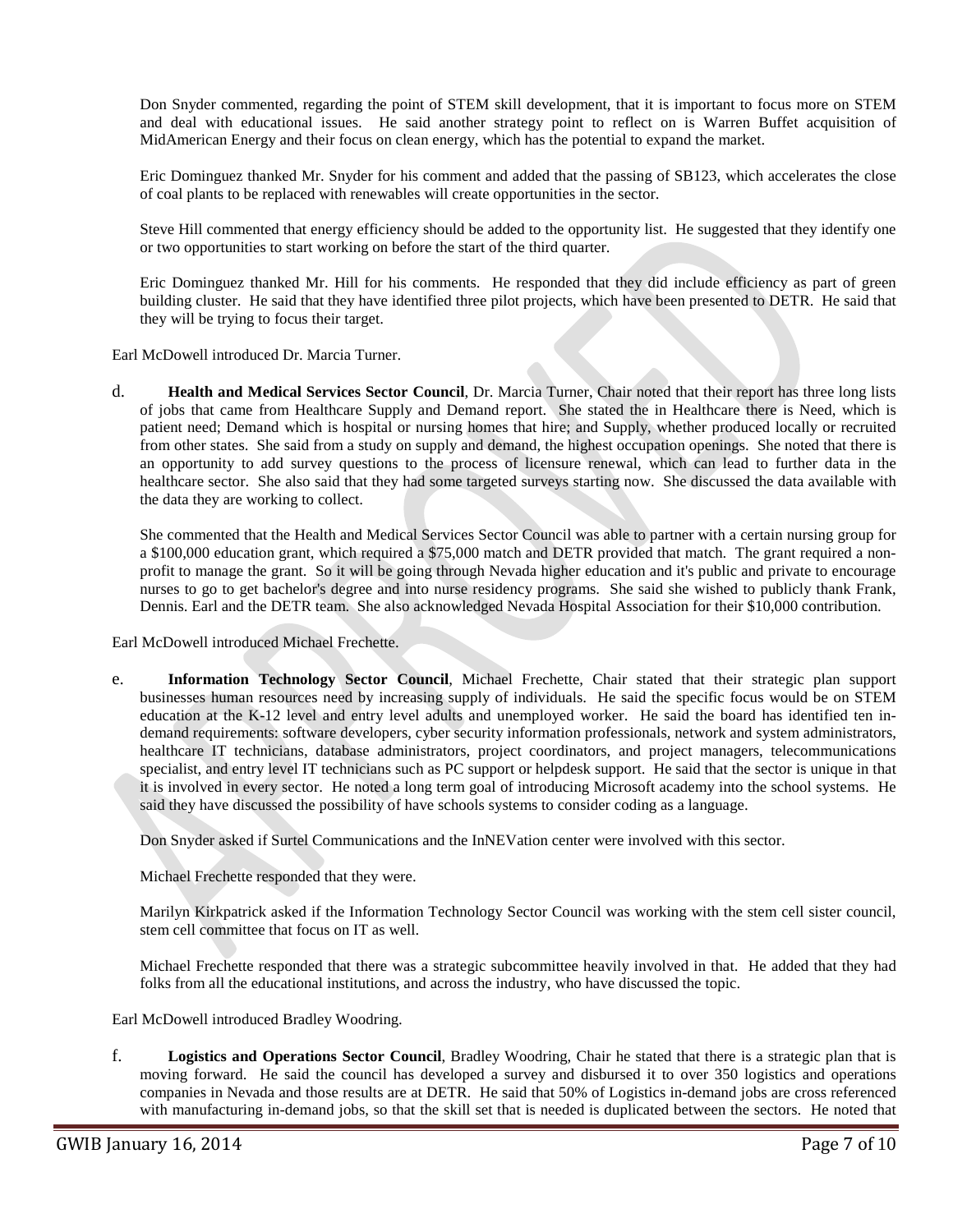Don Snyder commented, regarding the point of STEM skill development, that it is important to focus more on STEM and deal with educational issues. He said another strategy point to reflect on is Warren Buffet acquisition of MidAmerican Energy and their focus on clean energy, which has the potential to expand the market.

Eric Dominguez thanked Mr. Snyder for his comment and added that the passing of SB123, which accelerates the close of coal plants to be replaced with renewables will create opportunities in the sector.

Steve Hill commented that energy efficiency should be added to the opportunity list. He suggested that they identify one or two opportunities to start working on before the start of the third quarter.

Eric Dominguez thanked Mr. Hill for his comments. He responded that they did include efficiency as part of green building cluster. He said that they have identified three pilot projects, which have been presented to DETR. He said that they will be trying to focus their target.

Earl McDowell introduced Dr. Marcia Turner.

d. **Health and Medical Services Sector Council**, Dr. Marcia Turner, Chair noted that their report has three long lists of jobs that came from Healthcare Supply and Demand report. She stated the in Healthcare there is Need, which is patient need; Demand which is hospital or nursing homes that hire; and Supply, whether produced locally or recruited from other states. She said from a study on supply and demand, the highest occupation openings. She noted that there is an opportunity to add survey questions to the process of licensure renewal, which can lead to further data in the healthcare sector. She also said that they had some targeted surveys starting now. She discussed the data available with the data they are working to collect.

She commented that the Health and Medical Services Sector Council was able to partner with a certain nursing group for a $100,000 education grant, which required a $75,000 match and DETR provided that match. The grant required a non-profit to manage the grant. So it will be going through Nevada higher education and it's public and private to encourage nurses to go to get bachelor's degree and into nurse residency programs. She said she wished to publicly thank Frank, Dennis. Earl and the DETR team. She also acknowledged Nevada Hospital Association for their $10,000 contribution.

Earl McDowell introduced Michael Frechette.

e. **Information Technology Sector Council**, Michael Frechette, Chair stated that their strategic plan support businesses human resources need by increasing supply of individuals. He said the specific focus would be on STEM education at the K-12 level and entry level adults and unemployed worker. He said the board has identified ten in-demand requirements: software developers, cyber security information professionals, network and system administrators, healthcare IT technicians, database administrators, project coordinators, and project managers, telecommunications specialist, and entry level IT technicians such as PC support or helpdesk support. He said that the sector is unique in that it is involved in every sector. He noted a long term goal of introducing Microsoft academy into the school systems. He said they have discussed the possibility of have schools systems to consider coding as a language.

Don Snyder asked if Surtel Communications and the InNEVation center were involved with this sector.

Michael Frechette responded that they were.

Marilyn Kirkpatrick asked if the Information Technology Sector Council was working with the stem cell sister council, stem cell committee that focus on IT as well.

Michael Frechette responded that there was a strategic subcommittee heavily involved in that. He added that they had folks from all the educational institutions, and across the industry, who have discussed the topic.

Earl McDowell introduced Bradley Woodring.

f. **Logistics and Operations Sector Council**, Bradley Woodring, Chair he stated that there is a strategic plan that is moving forward. He said the council has developed a survey and disbursed it to over 350 logistics and operations companies in Nevada and those results are at DETR. He said that 50% of Logistics in-demand jobs are cross referenced with manufacturing in-demand jobs, so that the skill set that is needed is duplicated between the sectors. He noted that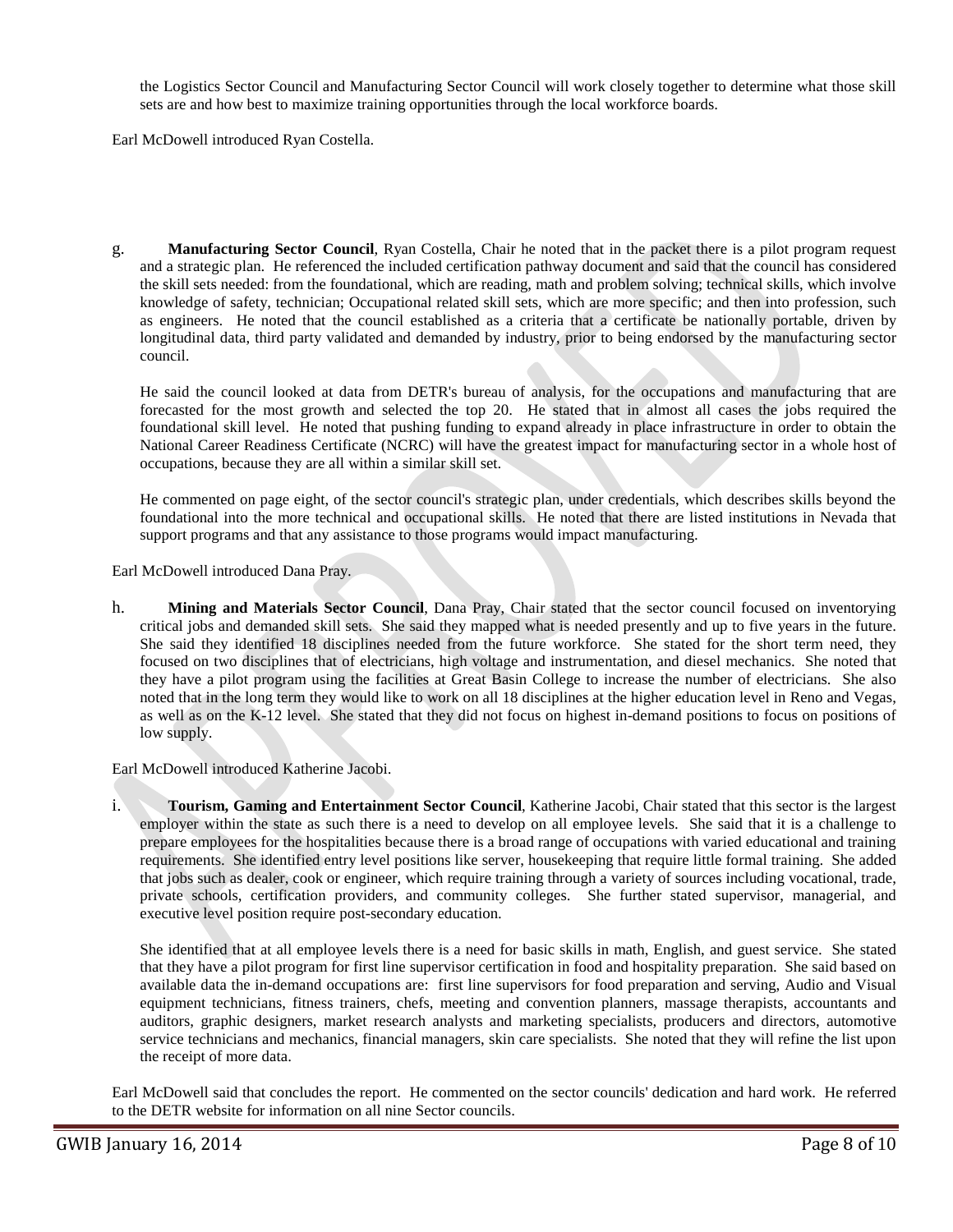the Logistics Sector Council and Manufacturing Sector Council will work closely together to determine what those skill sets are and how best to maximize training opportunities through the local workforce boards.

Earl McDowell introduced Ryan Costella.

g. **Manufacturing Sector Council**, Ryan Costella, Chair he noted that in the packet there is a pilot program request and a strategic plan. He referenced the included certification pathway document and said that the council has considered the skill sets needed: from the foundational, which are reading, math and problem solving; technical skills, which involve knowledge of safety, technician; Occupational related skill sets, which are more specific; and then into profession, such as engineers. He noted that the council established as a criteria that a certificate be nationally portable, driven by longitudinal data, third party validated and demanded by industry, prior to being endorsed by the manufacturing sector council.

He said the council looked at data from DETR's bureau of analysis, for the occupations and manufacturing that are forecasted for the most growth and selected the top 20. He stated that in almost all cases the jobs required the foundational skill level. He noted that pushing funding to expand already in place infrastructure in order to obtain the National Career Readiness Certificate (NCRC) will have the greatest impact for manufacturing sector in a whole host of occupations, because they are all within a similar skill set.

He commented on page eight, of the sector council's strategic plan, under credentials, which describes skills beyond the foundational into the more technical and occupational skills. He noted that there are listed institutions in Nevada that support programs and that any assistance to those programs would impact manufacturing.

Earl McDowell introduced Dana Pray.

h. **Mining and Materials Sector Council**, Dana Pray, Chair stated that the sector council focused on inventorying critical jobs and demanded skill sets. She said they mapped what is needed presently and up to five years in the future. She said they identified 18 disciplines needed from the future workforce. She stated for the short term need, they focused on two disciplines that of electricians, high voltage and instrumentation, and diesel mechanics. She noted that they have a pilot program using the facilities at Great Basin College to increase the number of electricians. She also noted that in the long term they would like to work on all 18 disciplines at the higher education level in Reno and Vegas, as well as on the K-12 level. She stated that they did not focus on highest in-demand positions to focus on positions of low supply.

Earl McDowell introduced Katherine Jacobi.

i. **Tourism, Gaming and Entertainment Sector Council**, Katherine Jacobi, Chair stated that this sector is the largest employer within the state as such there is a need to develop on all employee levels. She said that it is a challenge to prepare employees for the hospitalities because there is a broad range of occupations with varied educational and training requirements. She identified entry level positions like server, housekeeping that require little formal training. She added that jobs such as dealer, cook or engineer, which require training through a variety of sources including vocational, trade, private schools, certification providers, and community colleges. She further stated supervisor, managerial, and executive level position require post-secondary education.

She identified that at all employee levels there is a need for basic skills in math, English, and guest service. She stated that they have a pilot program for first line supervisor certification in food and hospitality preparation. She said based on available data the in-demand occupations are: first line supervisors for food preparation and serving, Audio and Visual equipment technicians, fitness trainers, chefs, meeting and convention planners, massage therapists, accountants and auditors, graphic designers, market research analysts and marketing specialists, producers and directors, automotive service technicians and mechanics, financial managers, skin care specialists. She noted that they will refine the list upon the receipt of more data.

Earl McDowell said that concludes the report. He commented on the sector councils' dedication and hard work. He referred to the DETR website for information on all nine Sector councils.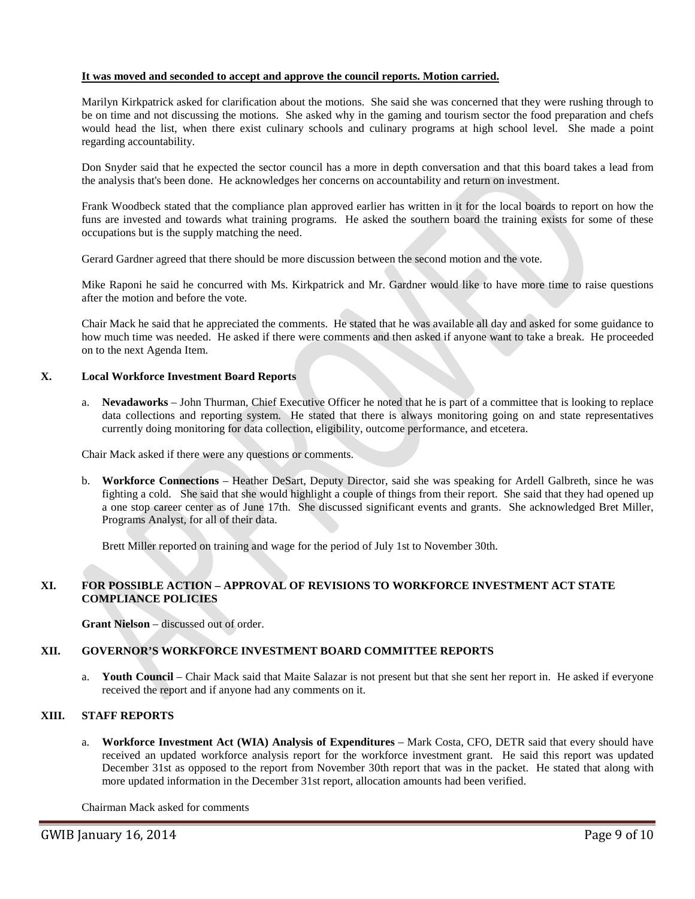**It was moved and seconded to accept and approve the council reports. Motion carried.**

Marilyn Kirkpatrick asked for clarification about the motions. She said she was concerned that they were rushing through to be on time and not discussing the motions. She asked why in the gaming and tourism sector the food preparation and chefs would head the list, when there exist culinary schools and culinary programs at high school level. She made a point regarding accountability.

Don Snyder said that he expected the sector council has a more in depth conversation and that this board takes a lead from the analysis that's been done. He acknowledges her concerns on accountability and return on investment.

Frank Woodbeck stated that the compliance plan approved earlier has written in it for the local boards to report on how the funs are invested and towards what training programs. He asked the southern board the training exists for some of these occupations but is the supply matching the need.

Gerard Gardner agreed that there should be more discussion between the second motion and the vote.

Mike Raponi he said he concurred with Ms. Kirkpatrick and Mr. Gardner would like to have more time to raise questions after the motion and before the vote.

Chair Mack he said that he appreciated the comments. He stated that he was available all day and asked for some guidance to how much time was needed. He asked if there were comments and then asked if anyone want to take a break. He proceeded on to the next Agenda Item.

## X. Local Workforce Investment Board Reports

a. **Nevadaworks** – John Thurman, Chief Executive Officer he noted that he is part of a committee that is looking to replace data collections and reporting system. He stated that there is always monitoring going on and state representatives currently doing monitoring for data collection, eligibility, outcome performance, and etcetera.

Chair Mack asked if there were any questions or comments.

b. **Workforce Connections** – Heather DeSart, Deputy Director, said she was speaking for Ardell Galbreth, since he was fighting a cold. She said that she would highlight a couple of things from their report. She said that they had opened up a one stop career center as of June 17th. She discussed significant events and grants. She acknowledged Bret Miller, Programs Analyst, for all of their data.

Brett Miller reported on training and wage for the period of July 1st to November 30th.

## XI. FOR POSSIBLE ACTION – APPROVAL OF REVISIONS TO WORKFORCE INVESTMENT ACT STATE COMPLIANCE POLICIES

**Grant Nielson** – discussed out of order.

## XII. GOVERNOR'S WORKFORCE INVESTMENT BOARD COMMITTEE REPORTS

a. **Youth Council** – Chair Mack said that Maite Salazar is not present but that she sent her report in. He asked if everyone received the report and if anyone had any comments on it.

## XIII. STAFF REPORTS

a. **Workforce Investment Act (WIA) Analysis of Expenditures** – Mark Costa, CFO, DETR said that every should have received an updated workforce analysis report for the workforce investment grant. He said this report was updated December 31st as opposed to the report from November 30th report that was in the packet. He stated that along with more updated information in the December 31st report, allocation amounts had been verified.

Chairman Mack asked for comments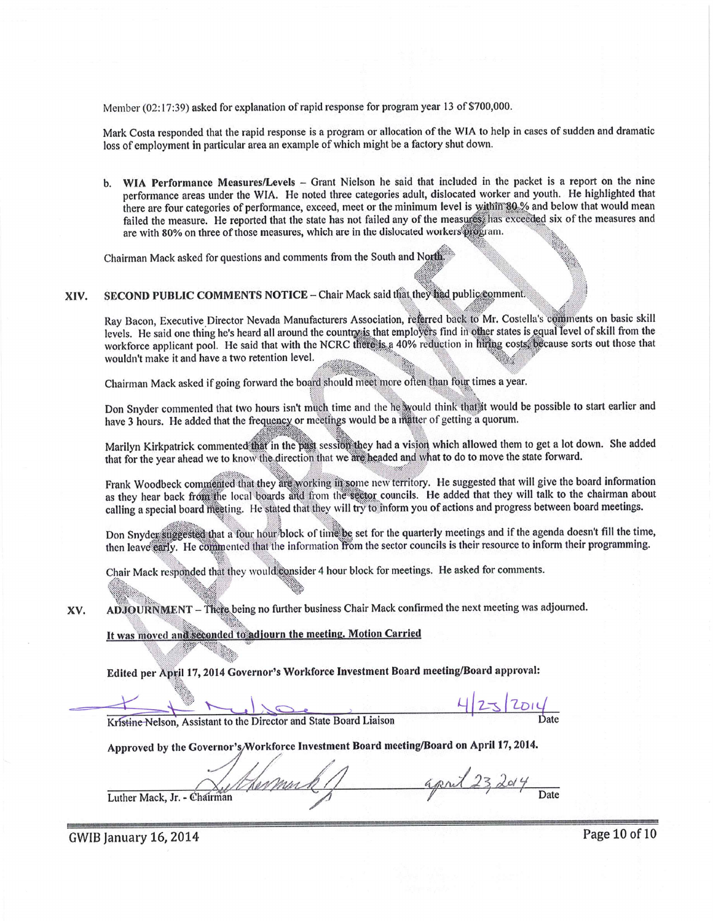Member (02:17:39) asked for explanation of rapid response for program year 13 of $700,000.

Mark Costa responded that the rapid response is a program or allocation of the WIA to help in cases of sudden and dramatic loss of employment in particular area an example of which might be a factory shut down.

b. **WIA Performance Measures/Levels** – Grant Nielson he said that included in the packet is a report on the nine performance areas under the WIA. He noted three categories adult, dislocated worker and youth. He highlighted that there are four categories of performance, exceed, meet or the minimum level is within 80 % and below that would mean failed the measure. He reported that the state has not failed any of the measures; has exceeded six of the measures and are with 80% on three of those measures, which are in the dislocated workers program.

Chairman Mack asked for questions and comments from the South and North.

**XIV. SECOND PUBLIC COMMENTS NOTICE** – Chair Mack said that they had public comment.

Ray Bacon, Executive Director Nevada Manufacturers Association, referred back to Mr. Costella's comments on basic skill levels. He said one thing he's heard all around the country is that employers find in other states is equal level of skill from the workforce applicant pool. He said that with the NCRC there is a 40% reduction in hiring costs, because sorts out those that wouldn't make it and have a two retention level.

Chairman Mack asked if going forward the board should meet more often than four times a year.

Don Snyder commented that two hours isn't much time and the he would think that it would be possible to start earlier and have 3 hours. He added that the frequency or meetings would be a matter of getting a quorum.

Marilyn Kirkpatrick commented that in the past session they had a vision which allowed them to get a lot down. She added that for the year ahead we to know the direction that we are headed and what to do to move the state forward.

Frank Woodbeck commented that they are working in some new territory. He suggested that will give the board information as they hear back from the local boards and from the sector councils. He added that they will talk to the chairman about calling a special board meeting. He stated that they will try to inform you of actions and progress between board meetings.

Don Snyder suggested that a four hour block of time be set for the quarterly meetings and if the agenda doesn't fill the time, then leave early. He commented that the information from the sector councils is their resource to inform their programming.

Chair Mack responded that they would consider 4 hour block for meetings. He asked for comments.

**XV. ADJOURNMENT** – There being no further business Chair Mack confirmed the next meeting was adjourned.

**It was moved and seconded to adjourn the meeting. Motion Carried**

**Edited per April 17, 2014 Governor's Workforce Investment Board meeting/Board approval:**

Kristine Nelson, Assistant to the Director and State Board Liaison — Date: 4/23/2014

**Approved by the Governor's Workforce Investment Board meeting/Board on April 17, 2014.**

Luther Mack, Jr. - Chairman — Date: april 23, 2014